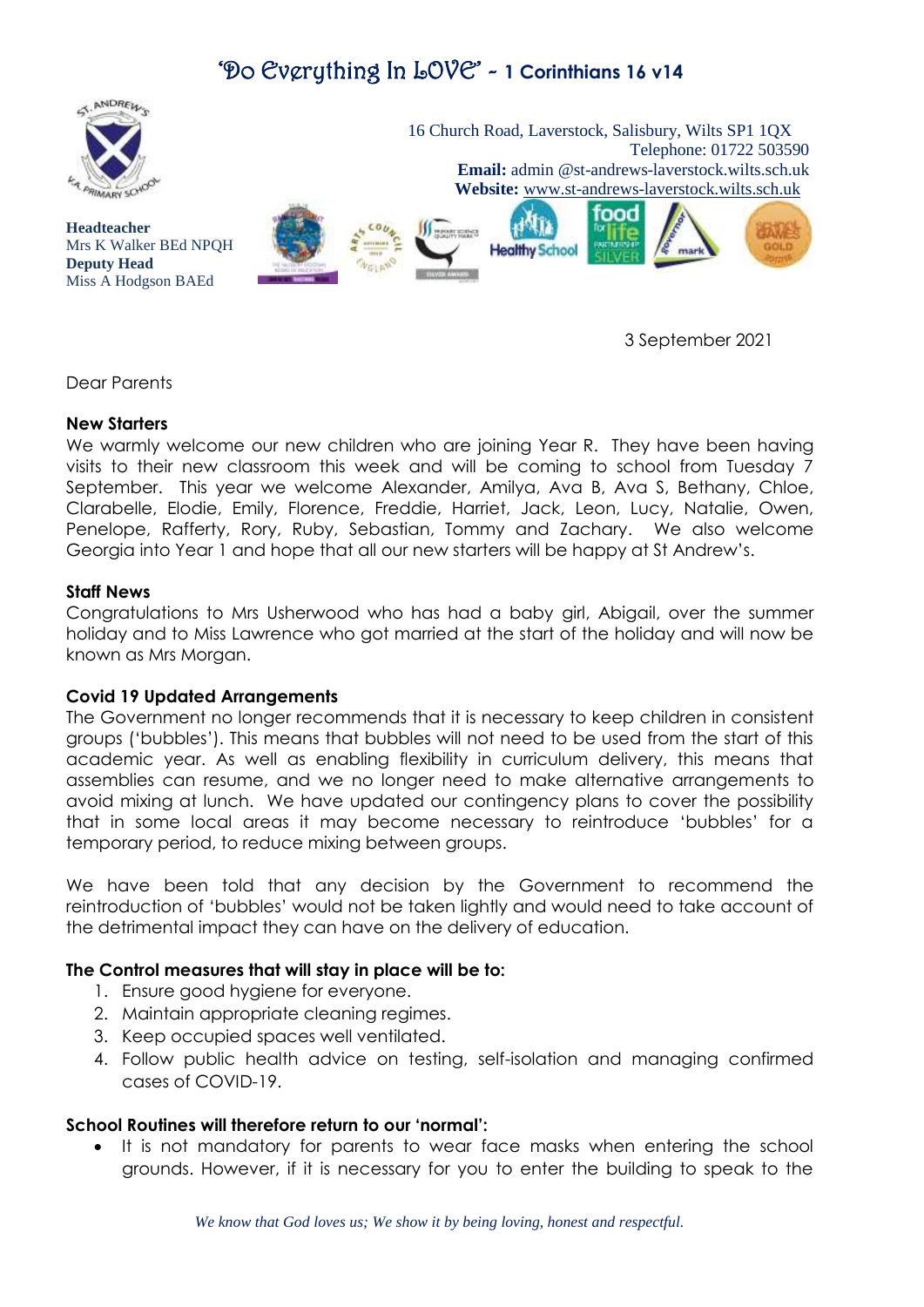'Do Everything In LOVE' - 1 Corinthians 16 v14

16 Church Road, Laverstock, Salisbury, Wilts SP1 1QX
Telephone: 01722 503590
**Email:** admin @st-andrews-laverstock.wilts.sch.uk
**Website:** www.st-andrews-laverstock.wilts.sch.uk

**Headteacher**
Mrs K Walker BEd NPQH
**Deputy Head**
Miss A Hodgson BAEd

3 September 2021

Dear Parents

**New Starters**

We warmly welcome our new children who are joining Year R. They have been having visits to their new classroom this week and will be coming to school from Tuesday 7 September. This year we welcome Alexander, Amilya, Ava B, Ava S, Bethany, Chloe, Clarabelle, Elodie, Emily, Florence, Freddie, Harriet, Jack, Leon, Lucy, Natalie, Owen, Penelope, Rafferty, Rory, Ruby, Sebastian, Tommy and Zachary. We also welcome Georgia into Year 1 and hope that all our new starters will be happy at St Andrew's.

**Staff News**

Congratulations to Mrs Usherwood who has had a baby girl, Abigail, over the summer holiday and to Miss Lawrence who got married at the start of the holiday and will now be known as Mrs Morgan.

**Covid 19 Updated Arrangements**

The Government no longer recommends that it is necessary to keep children in consistent groups ('bubbles'). This means that bubbles will not need to be used from the start of this academic year. As well as enabling flexibility in curriculum delivery, this means that assemblies can resume, and we no longer need to make alternative arrangements to avoid mixing at lunch. We have updated our contingency plans to cover the possibility that in some local areas it may become necessary to reintroduce 'bubbles' for a temporary period, to reduce mixing between groups.

We have been told that any decision by the Government to recommend the reintroduction of 'bubbles' would not be taken lightly and would need to take account of the detrimental impact they can have on the delivery of education.

**The Control measures that will stay in place will be to:**

1. Ensure good hygiene for everyone.
2. Maintain appropriate cleaning regimes.
3. Keep occupied spaces well ventilated.
4. Follow public health advice on testing, self-isolation and managing confirmed cases of COVID-19.

**School Routines will therefore return to our 'normal':**

- It is not mandatory for parents to wear face masks when entering the school grounds. However, if it is necessary for you to enter the building to speak to the

*We know that God loves us; We show it by being loving, honest and respectful.*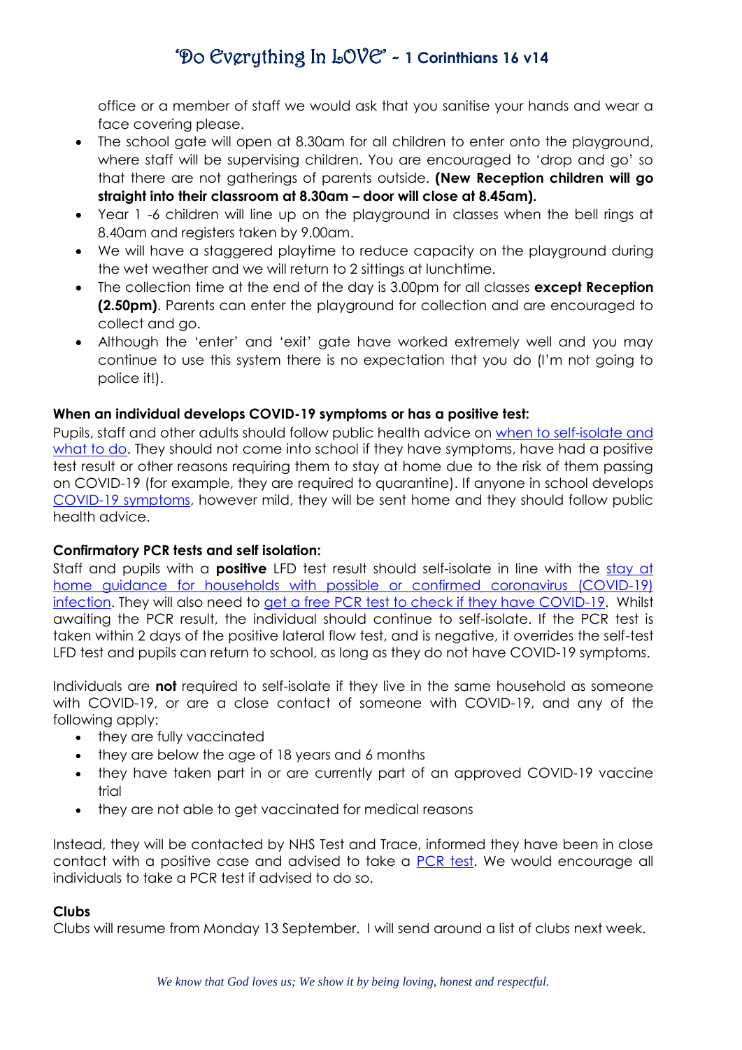office or a member of staff we would ask that you sanitise your hands and wear a face covering please.

- The school gate will open at 8.30am for all children to enter onto the playground, where staff will be supervising children. You are encouraged to 'drop and go' so that there are not gatherings of parents outside. **(New Reception children will go straight into their classroom at 8.30am – door will close at 8.45am).**
- Year 1 -6 children will line up on the playground in classes when the bell rings at 8.40am and registers taken by 9.00am.
- We will have a staggered playtime to reduce capacity on the playground during the wet weather and we will return to 2 sittings at lunchtime.
- The collection time at the end of the day is 3.00pm for all classes **except Reception (2.50pm)**. Parents can enter the playground for collection and are encouraged to collect and go.
- Although the 'enter' and 'exit' gate have worked extremely well and you may continue to use this system there is no expectation that you do (I'm not going to police it!).

**When an individual develops COVID-19 symptoms or has a positive test:**

Pupils, staff and other adults should follow public health advice on when to self-isolate and what to do. They should not come into school if they have symptoms, have had a positive test result or other reasons requiring them to stay at home due to the risk of them passing on COVID-19 (for example, they are required to quarantine). If anyone in school develops COVID-19 symptoms, however mild, they will be sent home and they should follow public health advice.

**Confirmatory PCR tests and self isolation:**

Staff and pupils with a **positive** LFD test result should self-isolate in line with the stay at home guidance for households with possible or confirmed coronavirus (COVID-19) infection. They will also need to get a free PCR test to check if they have COVID-19. Whilst awaiting the PCR result, the individual should continue to self-isolate. If the PCR test is taken within 2 days of the positive lateral flow test, and is negative, it overrides the self-test LFD test and pupils can return to school, as long as they do not have COVID-19 symptoms.

Individuals are **not** required to self-isolate if they live in the same household as someone with COVID-19, or are a close contact of someone with COVID-19, and any of the following apply:

- they are fully vaccinated
- they are below the age of 18 years and 6 months
- they have taken part in or are currently part of an approved COVID-19 vaccine trial
- they are not able to get vaccinated for medical reasons

Instead, they will be contacted by NHS Test and Trace, informed they have been in close contact with a positive case and advised to take a PCR test. We would encourage all individuals to take a PCR test if advised to do so.

**Clubs**

Clubs will resume from Monday 13 September. I will send around a list of clubs next week.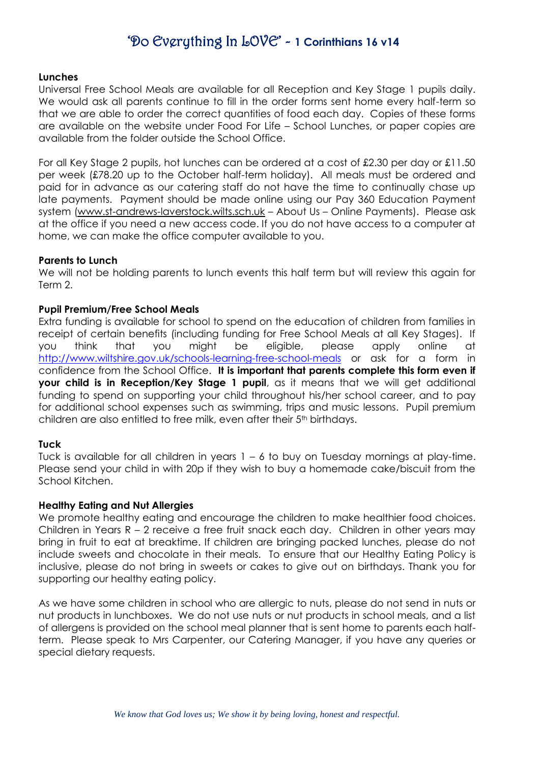**Lunches**

Universal Free School Meals are available for all Reception and Key Stage 1 pupils daily. We would ask all parents continue to fill in the order forms sent home every half-term so that we are able to order the correct quantities of food each day. Copies of these forms are available on the website under Food For Life – School Lunches, or paper copies are available from the folder outside the School Office.

For all Key Stage 2 pupils, hot lunches can be ordered at a cost of £2.30 per day or £11.50 per week (£78.20 up to the October half-term holiday). All meals must be ordered and paid for in advance as our catering staff do not have the time to continually chase up late payments. Payment should be made online using our Pay 360 Education Payment system (www.st-andrews-laverstock.wilts.sch.uk – About Us – Online Payments). Please ask at the office if you need a new access code. If you do not have access to a computer at home, we can make the office computer available to you.

**Parents to Lunch**

We will not be holding parents to lunch events this half term but will review this again for Term 2.

**Pupil Premium/Free School Meals**

Extra funding is available for school to spend on the education of children from families in receipt of certain benefits (including funding for Free School Meals at all Key Stages). If you think that you might be eligible, please apply online at http://www.wiltshire.gov.uk/schools-learning-free-school-meals or ask for a form in confidence from the School Office. **It is important that parents complete this form even if your child is in Reception/Key Stage 1 pupil**, as it means that we will get additional funding to spend on supporting your child throughout his/her school career, and to pay for additional school expenses such as swimming, trips and music lessons. Pupil premium children are also entitled to free milk, even after their 5th birthdays.

**Tuck**

Tuck is available for all children in years 1 – 6 to buy on Tuesday mornings at play-time. Please send your child in with 20p if they wish to buy a homemade cake/biscuit from the School Kitchen.

**Healthy Eating and Nut Allergies**

We promote healthy eating and encourage the children to make healthier food choices. Children in Years R – 2 receive a free fruit snack each day. Children in other years may bring in fruit to eat at breaktime. If children are bringing packed lunches, please do not include sweets and chocolate in their meals. To ensure that our Healthy Eating Policy is inclusive, please do not bring in sweets or cakes to give out on birthdays. Thank you for supporting our healthy eating policy.

As we have some children in school who are allergic to nuts, please do not send in nuts or nut products in lunchboxes. We do not use nuts or nut products in school meals, and a list of allergens is provided on the school meal planner that is sent home to parents each half-term. Please speak to Mrs Carpenter, our Catering Manager, if you have any queries or special dietary requests.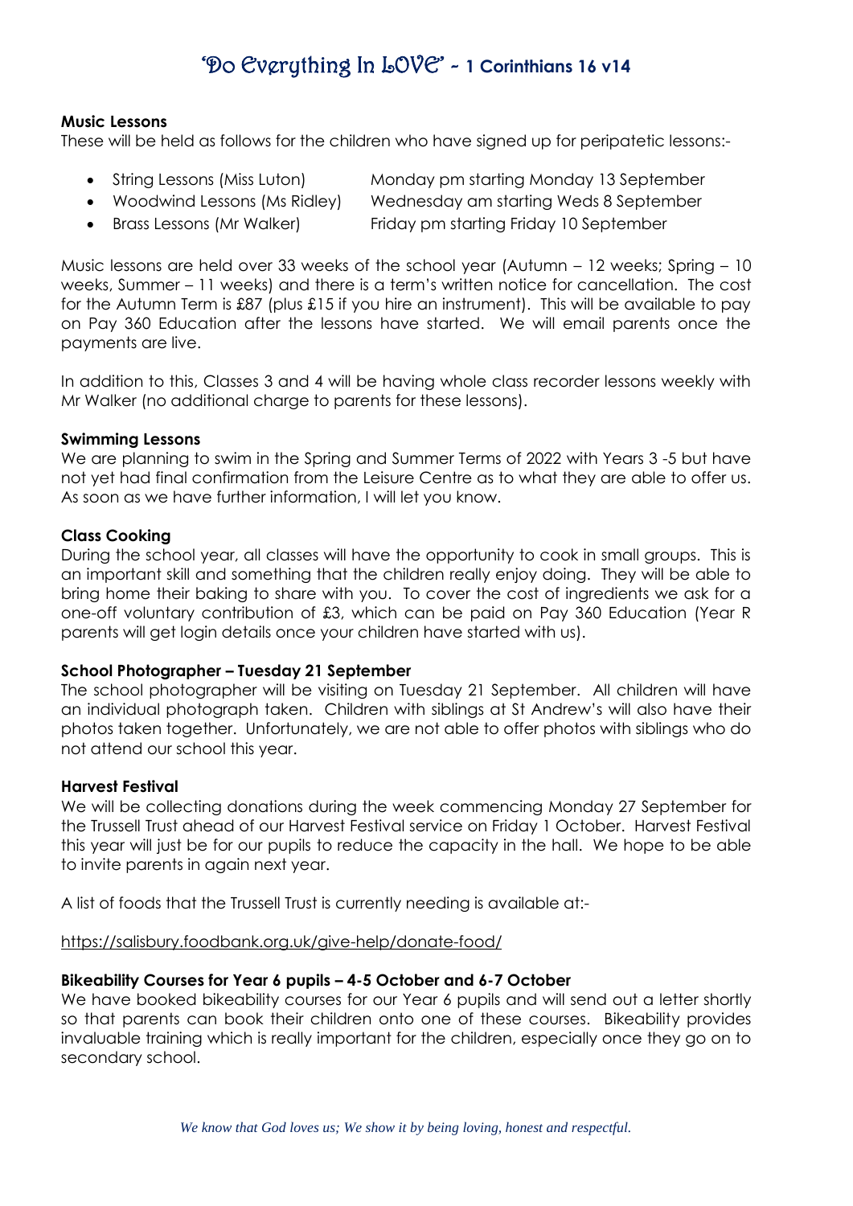**Music Lessons**

These will be held as follows for the children who have signed up for peripatetic lessons:-

- String Lessons (Miss Luton) Monday pm starting Monday 13 September
- Woodwind Lessons (Ms Ridley) Wednesday am starting Weds 8 September
- Brass Lessons (Mr Walker) Friday pm starting Friday 10 September

Music lessons are held over 33 weeks of the school year (Autumn – 12 weeks; Spring – 10 weeks, Summer – 11 weeks) and there is a term's written notice for cancellation. The cost for the Autumn Term is £87 (plus £15 if you hire an instrument). This will be available to pay on Pay 360 Education after the lessons have started. We will email parents once the payments are live.

In addition to this, Classes 3 and 4 will be having whole class recorder lessons weekly with Mr Walker (no additional charge to parents for these lessons).

**Swimming Lessons**

We are planning to swim in the Spring and Summer Terms of 2022 with Years 3 -5 but have not yet had final confirmation from the Leisure Centre as to what they are able to offer us. As soon as we have further information, I will let you know.

**Class Cooking**

During the school year, all classes will have the opportunity to cook in small groups. This is an important skill and something that the children really enjoy doing. They will be able to bring home their baking to share with you. To cover the cost of ingredients we ask for a one-off voluntary contribution of £3, which can be paid on Pay 360 Education (Year R parents will get login details once your children have started with us).

**School Photographer – Tuesday 21 September**

The school photographer will be visiting on Tuesday 21 September. All children will have an individual photograph taken. Children with siblings at St Andrew's will also have their photos taken together. Unfortunately, we are not able to offer photos with siblings who do not attend our school this year.

**Harvest Festival**

We will be collecting donations during the week commencing Monday 27 September for the Trussell Trust ahead of our Harvest Festival service on Friday 1 October. Harvest Festival this year will just be for our pupils to reduce the capacity in the hall. We hope to be able to invite parents in again next year.

A list of foods that the Trussell Trust is currently needing is available at:-

https://salisbury.foodbank.org.uk/give-help/donate-food/

**Bikeability Courses for Year 6 pupils – 4-5 October and 6-7 October**

We have booked bikeability courses for our Year 6 pupils and will send out a letter shortly so that parents can book their children onto one of these courses. Bikeability provides invaluable training which is really important for the children, especially once they go on to secondary school.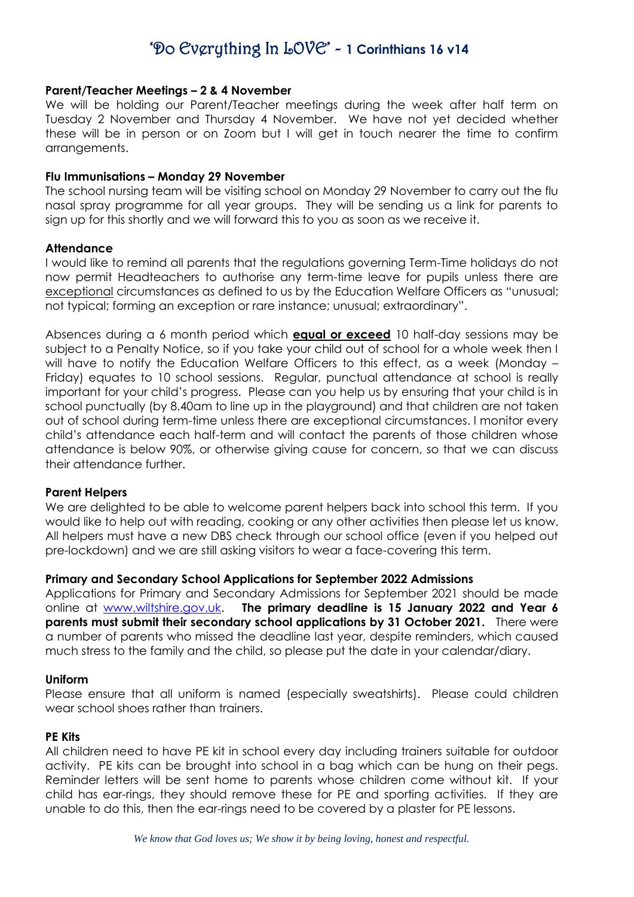'Do Everything In LOVE' - **1 Corinthians 16 v14**

**Parent/Teacher Meetings – 2 & 4 November**

We will be holding our Parent/Teacher meetings during the week after half term on Tuesday 2 November and Thursday 4 November. We have not yet decided whether these will be in person or on Zoom but I will get in touch nearer the time to confirm arrangements.

**Flu Immunisations – Monday 29 November**

The school nursing team will be visiting school on Monday 29 November to carry out the flu nasal spray programme for all year groups. They will be sending us a link for parents to sign up for this shortly and we will forward this to you as soon as we receive it.

**Attendance**

I would like to remind all parents that the regulations governing Term-Time holidays do not now permit Headteachers to authorise any term-time leave for pupils unless there are exceptional circumstances as defined to us by the Education Welfare Officers as "unusual; not typical; forming an exception or rare instance; unusual; extraordinary".

Absences during a 6 month period which **equal or exceed** 10 half-day sessions may be subject to a Penalty Notice, so if you take your child out of school for a whole week then I will have to notify the Education Welfare Officers to this effect, as a week (Monday – Friday) equates to 10 school sessions. Regular, punctual attendance at school is really important for your child's progress. Please can you help us by ensuring that your child is in school punctually (by 8.40am to line up in the playground) and that children are not taken out of school during term-time unless there are exceptional circumstances. I monitor every child's attendance each half-term and will contact the parents of those children whose attendance is below 90%, or otherwise giving cause for concern, so that we can discuss their attendance further.

**Parent Helpers**

We are delighted to be able to welcome parent helpers back into school this term. If you would like to help out with reading, cooking or any other activities then please let us know. All helpers must have a new DBS check through our school office (even if you helped out pre-lockdown) and we are still asking visitors to wear a face-covering this term.

**Primary and Secondary School Applications for September 2022 Admissions**

Applications for Primary and Secondary Admissions for September 2021 should be made online at www.wiltshire.gov.uk. **The primary deadline is 15 January 2022 and Year 6 parents must submit their secondary school applications by 31 October 2021.** There were a number of parents who missed the deadline last year, despite reminders, which caused much stress to the family and the child, so please put the date in your calendar/diary.

**Uniform**

Please ensure that all uniform is named (especially sweatshirts). Please could children wear school shoes rather than trainers.

**PE Kits**

All children need to have PE kit in school every day including trainers suitable for outdoor activity. PE kits can be brought into school in a bag which can be hung on their pegs. Reminder letters will be sent home to parents whose children come without kit. If your child has ear-rings, they should remove these for PE and sporting activities. If they are unable to do this, then the ear-rings need to be covered by a plaster for PE lessons.

*We know that God loves us; We show it by being loving, honest and respectful.*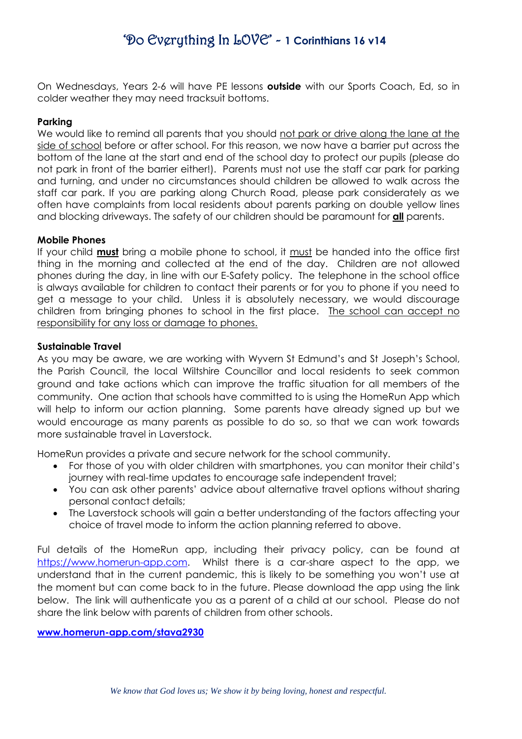On Wednesdays, Years 2-6 will have PE lessons **outside** with our Sports Coach, Ed, so in colder weather they may need tracksuit bottoms.

**Parking**

We would like to remind all parents that you should not park or drive along the lane at the side of school before or after school. For this reason, we now have a barrier put across the bottom of the lane at the start and end of the school day to protect our pupils (please do not park in front of the barrier either!). Parents must not use the staff car park for parking and turning, and under no circumstances should children be allowed to walk across the staff car park. If you are parking along Church Road, please park considerately as we often have complaints from local residents about parents parking on double yellow lines and blocking driveways. The safety of our children should be paramount for **all** parents.

**Mobile Phones**

If your child **must** bring a mobile phone to school, it must be handed into the office first thing in the morning and collected at the end of the day. Children are not allowed phones during the day, in line with our E-Safety policy. The telephone in the school office is always available for children to contact their parents or for you to phone if you need to get a message to your child. Unless it is absolutely necessary, we would discourage children from bringing phones to school in the first place. The school can accept no responsibility for any loss or damage to phones.

**Sustainable Travel**

As you may be aware, we are working with Wyvern St Edmund's and St Joseph's School, the Parish Council, the local Wiltshire Councillor and local residents to seek common ground and take actions which can improve the traffic situation for all members of the community. One action that schools have committed to is using the HomeRun App which will help to inform our action planning. Some parents have already signed up but we would encourage as many parents as possible to do so, so that we can work towards more sustainable travel in Laverstock.

HomeRun provides a private and secure network for the school community.

- For those of you with older children with smartphones, you can monitor their child's journey with real-time updates to encourage safe independent travel;
- You can ask other parents' advice about alternative travel options without sharing personal contact details;
- The Laverstock schools will gain a better understanding of the factors affecting your choice of travel mode to inform the action planning referred to above.

Ful details of the HomeRun app, including their privacy policy, can be found at https://www.homerun-app.com. Whilst there is a car-share aspect to the app, we understand that in the current pandemic, this is likely to be something you won't use at the moment but can come back to in the future. Please download the app using the link below. The link will authenticate you as a parent of a child at our school. Please do not share the link below with parents of children from other schools.

**www.homerun-app.com/stava2930**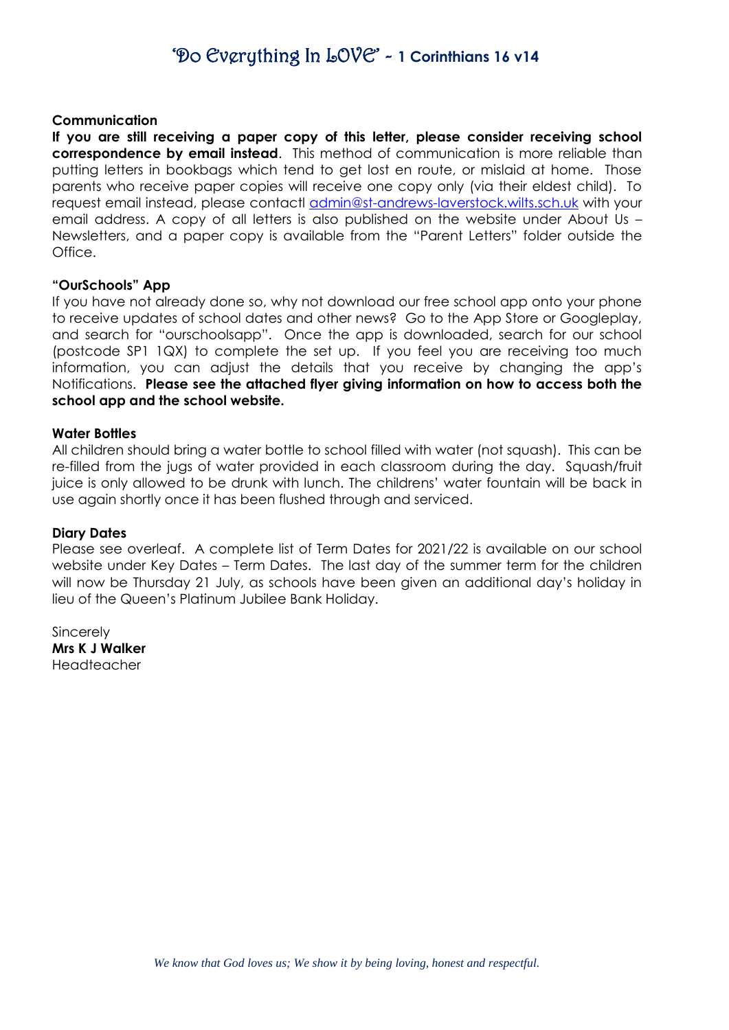## Communication

**If you are still receiving a paper copy of this letter, please consider receiving school correspondence by email instead**. This method of communication is more reliable than putting letters in bookbags which tend to get lost en route, or mislaid at home. Those parents who receive paper copies will receive one copy only (via their eldest child). To request email instead, please contactl admin@st-andrews-laverstock.wilts.sch.uk with your email address. A copy of all letters is also published on the website under About Us – Newsletters, and a paper copy is available from the "Parent Letters" folder outside the Office.

## "OurSchools" App

If you have not already done so, why not download our free school app onto your phone to receive updates of school dates and other news? Go to the App Store or Googleplay, and search for "ourschoolsapp". Once the app is downloaded, search for our school (postcode SP1 1QX) to complete the set up. If you feel you are receiving too much information, you can adjust the details that you receive by changing the app's Notifications. **Please see the attached flyer giving information on how to access both the school app and the school website.**

## Water Bottles

All children should bring a water bottle to school filled with water (not squash). This can be re-filled from the jugs of water provided in each classroom during the day. Squash/fruit juice is only allowed to be drunk with lunch. The childrens' water fountain will be back in use again shortly once it has been flushed through and serviced.

## Diary Dates

Please see overleaf. A complete list of Term Dates for 2021/22 is available on our school website under Key Dates – Term Dates. The last day of the summer term for the children will now be Thursday 21 July, as schools have been given an additional day's holiday in lieu of the Queen's Platinum Jubilee Bank Holiday.

Sincerely
**Mrs K J Walker**
Headteacher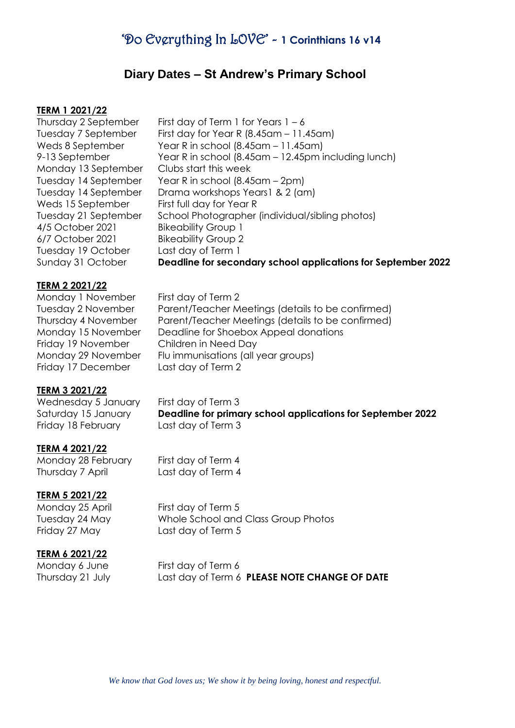# 'Do Everything In LOVE' - 1 Corinthians 16 v14

## Diary Dates – St Andrew's Primary School

**TERM 1 2021/22**

| | |
|---|---|
| Thursday 2 September | First day of Term 1 for Years 1 – 6 |
| Tuesday 7 September | First day for Year R (8.45am – 11.45am) |
| Weds 8 September | Year R in school (8.45am – 11.45am) |
| 9-13 September | Year R in school (8.45am – 12.45pm including lunch) |
| Monday 13 September | Clubs start this week |
| Tuesday 14 September | Year R in school (8.45am – 2pm) |
| Tuesday 14 September | Drama workshops Years1 & 2 (am) |
| Weds 15 September | First full day for Year R |
| Tuesday 21 September | School Photographer (individual/sibling photos) |
| 4/5 October 2021 | Bikeability Group 1 |
| 6/7 October 2021 | Bikeability Group 2 |
| Tuesday 19 October | Last day of Term 1 |
| Sunday 31 October | **Deadline for secondary school applications for September 2022** |

**TERM 2 2021/22**

| | |
|---|---|
| Monday 1 November | First day of Term 2 |
| Tuesday 2 November | Parent/Teacher Meetings (details to be confirmed) |
| Thursday 4 November | Parent/Teacher Meetings (details to be confirmed) |
| Monday 15 November | Deadline for Shoebox Appeal donations |
| Friday 19 November | Children in Need Day |
| Monday 29 November | Flu immunisations (all year groups) |
| Friday 17 December | Last day of Term 2 |

**TERM 3 2021/22**

| | |
|---|---|
| Wednesday 5 January | First day of Term 3 |
| Saturday 15 January | **Deadline for primary school applications for September 2022** |
| Friday 18 February | Last day of Term 3 |

**TERM 4 2021/22**

| | |
|---|---|
| Monday 28 February | First day of Term 4 |
| Thursday 7 April | Last day of Term 4 |

**TERM 5 2021/22**

| | |
|---|---|
| Monday 25 April | First day of Term 5 |
| Tuesday 24 May | Whole School and Class Group Photos |
| Friday 27 May | Last day of Term 5 |

**TERM 6 2021/22**

| | |
|---|---|
| Monday 6 June | First day of Term 6 |
| Thursday 21 July | Last day of Term 6 **PLEASE NOTE CHANGE OF DATE** |

*We know that God loves us; We show it by being loving, honest and respectful.*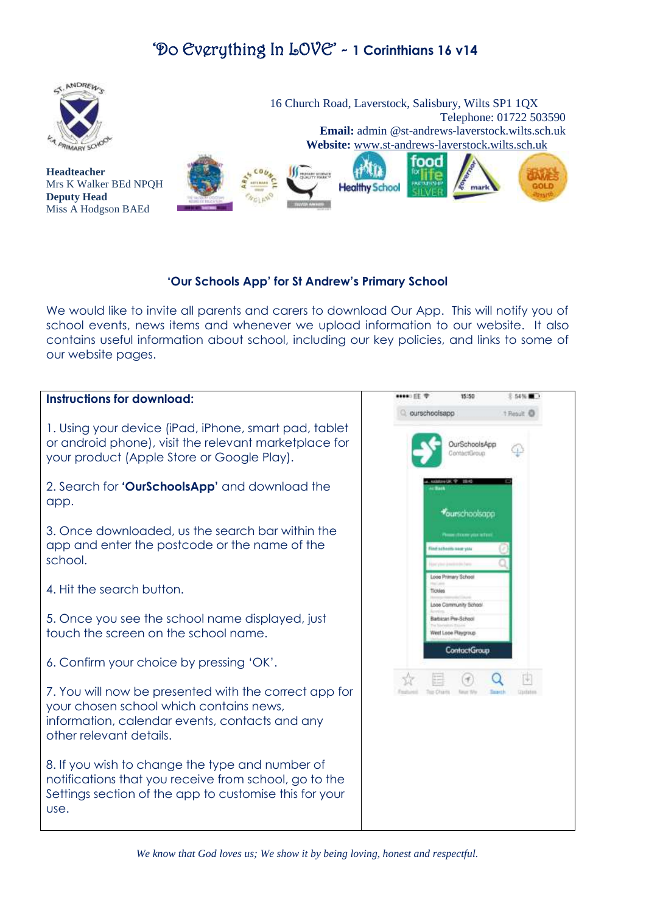'Do Everything In LOVE' ~ 1 Corinthians 16 v14

16 Church Road, Laverstock, Salisbury, Wilts SP1 1QX
Telephone: 01722 503590
**Email:** admin @st-andrews-laverstock.wilts.sch.uk
**Website:** www.st-andrews-laverstock.wilts.sch.uk

**Headteacher**
Mrs K Walker BEd NPQH
**Deputy Head**
Miss A Hodgson BAEd

## 'Our Schools App' for St Andrew's Primary School

We would like to invite all parents and carers to download Our App. This will notify you of school events, news items and whenever we upload information to our website. It also contains useful information about school, including our key policies, and links to some of our website pages.

**Instructions for download:**

1. Using your device (iPad, iPhone, smart pad, tablet or android phone), visit the relevant marketplace for your product (Apple Store or Google Play).

2. Search for **'OurSchoolsApp'** and download the app.

3. Once downloaded, us the search bar within the app and enter the postcode or the name of the school.

4. Hit the search button.

5. Once you see the school name displayed, just touch the screen on the school name.

6. Confirm your choice by pressing 'OK'.

7. You will now be presented with the correct app for your chosen school which contains news, information, calendar events, contacts and any other relevant details.

8. If you wish to change the type and number of notifications that you receive from school, go to the Settings section of the app to customise this for your use.

*We know that God loves us; We show it by being loving, honest and respectful.*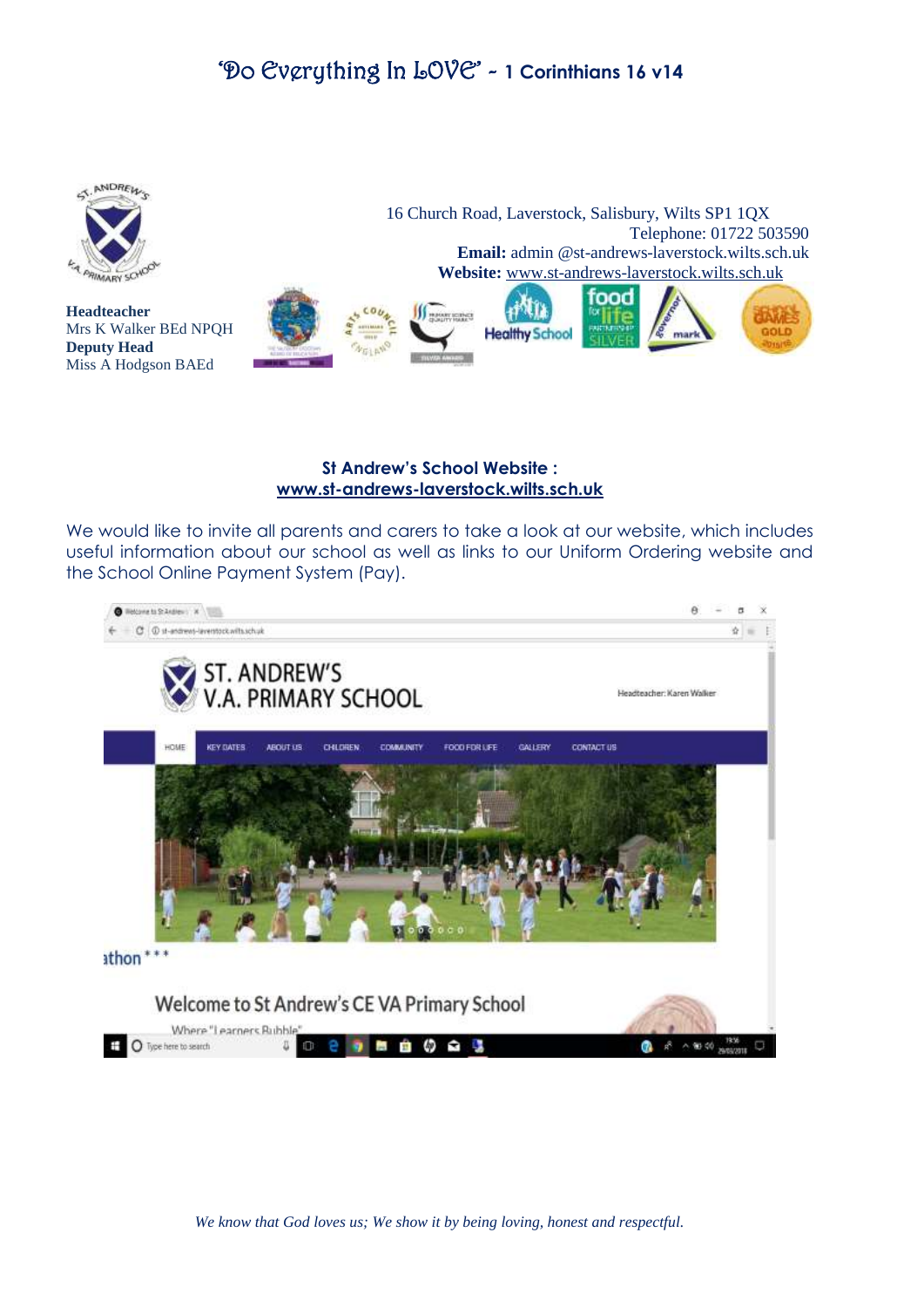'Do Everything In LOVE' ~ 1 Corinthians 16 v14

16 Church Road, Laverstock, Salisbury, Wilts SP1 1QX
Telephone: 01722 503590
**Email:** admin @st-andrews-laverstock.wilts.sch.uk
**Website:** www.st-andrews-laverstock.wilts.sch.uk

**Headteacher**
Mrs K Walker BEd NPQH
**Deputy Head**
Miss A Hodgson BAEd

**St Andrew's School Website :**
**www.st-andrews-laverstock.wilts.sch.uk**

We would like to invite all parents and carers to take a look at our website, which includes useful information about our school as well as links to our Uniform Ordering website and the School Online Payment System (Pay).

*We know that God loves us; We show it by being loving, honest and respectful.*